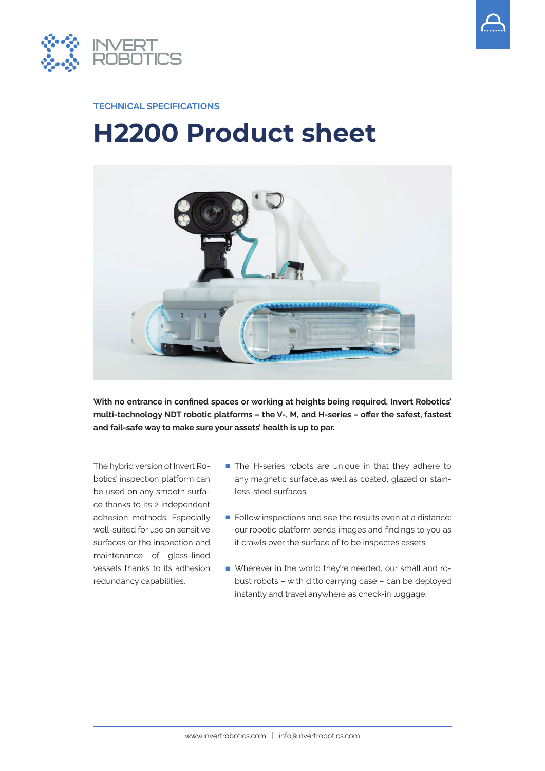TECHNICAL SPECIFICATIONS

# H2200 Product sheet

**With no entrance in confined spaces or working at heights being required, Invert Robotics' multi-technology NDT robotic platforms – the V-, M, and H-series – offer the safest, fastest and fail-safe way to make sure your assets' health is up to par.**

The hybrid version of Invert Robotics' inspection platform can be used on any smooth surface thanks to its 2 independent adhesion methods. Especially well-suited for use on sensitive surfaces or the inspection and maintenance of glass-lined vessels thanks to its adhesion redundancy capabilities.

- The H-series robots are unique in that they adhere to any magnetic surface,as well as coated, glazed or stainless-steel surfaces.
- Follow inspections and see the results even at a distance: our robotic platform sends images and findings to you as it crawls over the surface of to be inspectes assets.
- Wherever in the world they're needed, our small and robust robots – with ditto carrying case – can be deployed instantly and travel anywhere as check-in luggage.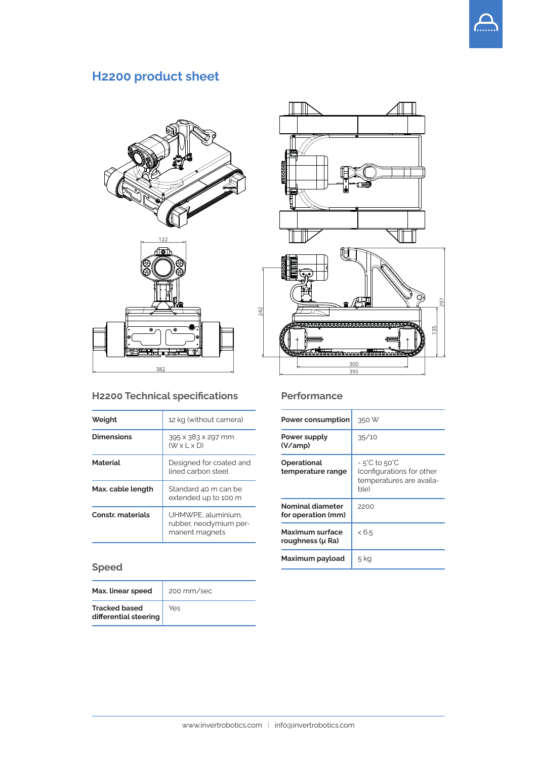# H2200 product sheet

## H2200 Technical specifications

| | |
|---|---|
| **Weight** | 12 kg (without camera) |
| **Dimensions** | 395 x 383 x 297 mm (W x L x D) |
| **Material** | Designed for coated and lined carbon steel |
| **Max. cable length** | Standard 40 m can be extended up to 100 m |
| **Constr. materials** | UHMWPE, aluminium, rubber, neodymium permanent magnets |

## Speed

| | |
|---|---|
| **Max. linear speed** | 200 mm/sec |
| **Tracked based differential steering** | Yes |

## Performance

| | |
|---|---|
| **Power consumption** | 350 W |
| **Power supply (V/amp)** | 35/10 |
| **Operational temperature range** | - 5°C to 50°C (configurations for other temperatures are available) |
| **Nominal diameter for operation (mm)** | 2200 |
| **Maximum surface roughness (μ Ra)** | < 6.5 |
| **Maximum payload** | 5 kg |

www.invertrobotics.com | info@invertrobotics.com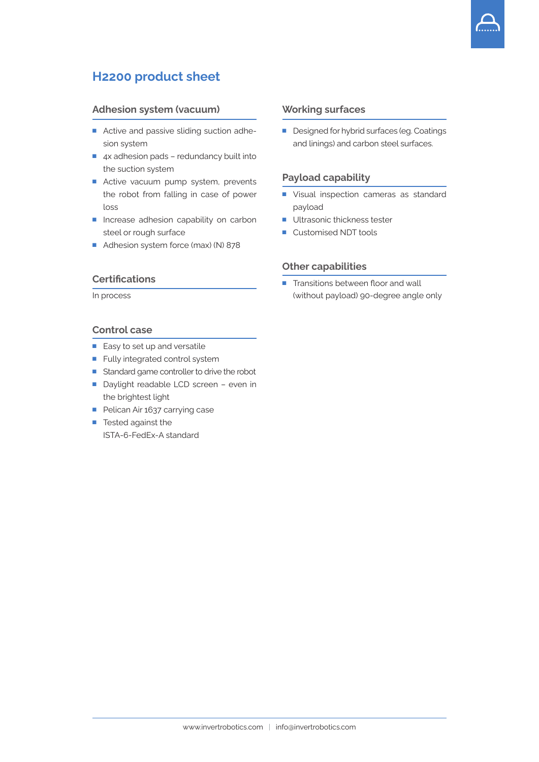# H2200 product sheet

## Adhesion system (vacuum)

- Active and passive sliding suction adhesion system
- 4x adhesion pads – redundancy built into the suction system
- Active vacuum pump system, prevents the robot from falling in case of power loss
- Increase adhesion capability on carbon steel or rough surface
- Adhesion system force (max) (N) 878

## Certifications

In process

## Control case

- Easy to set up and versatile
- Fully integrated control system
- Standard game controller to drive the robot
- Daylight readable LCD screen – even in the brightest light
- Pelican Air 1637 carrying case
- Tested against the ISTA-6-FedEx-A standard

## Working surfaces

- Designed for hybrid surfaces (eg. Coatings and linings) and carbon steel surfaces.

## Payload capability

- Visual inspection cameras as standard payload
- Ultrasonic thickness tester
- Customised NDT tools

## Other capabilities

- Transitions between floor and wall (without payload) 90-degree angle only

www.invertrobotics.com | info@invertrobotics.com